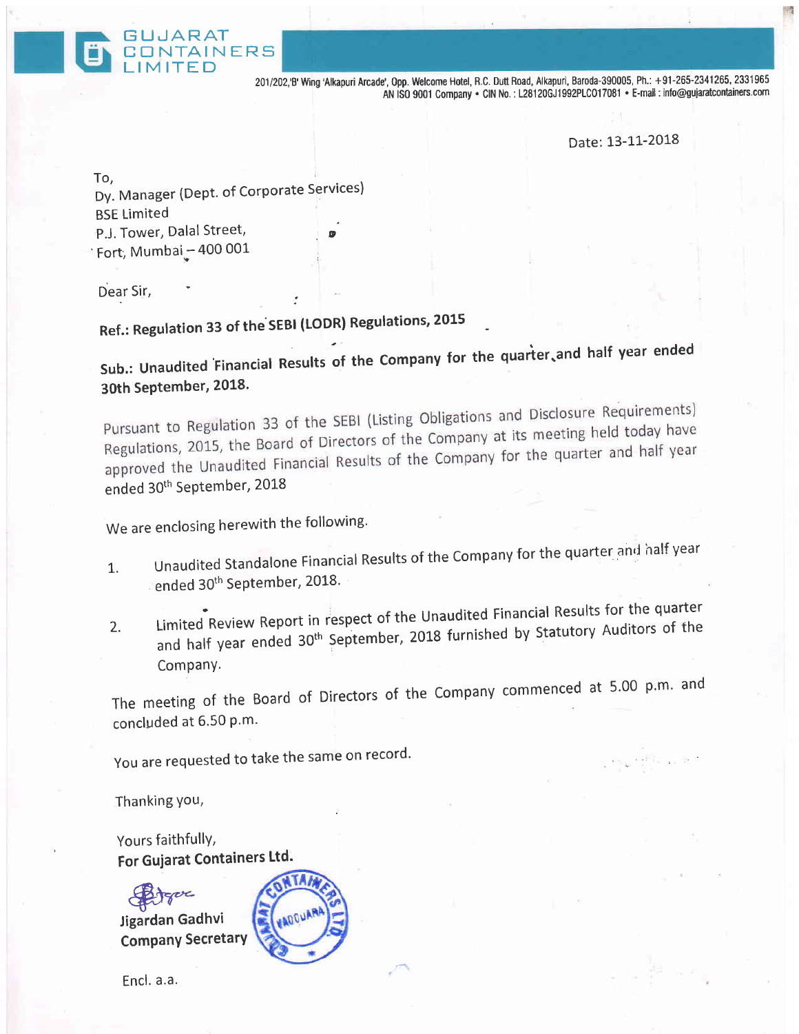GUJARAT CONTAINERS LIMITED

201/202,'B' Wing 'Alkapuri Arcade', Opp. Welcome Hotel, R.C. Dutt Road, Alkapuri, Baroda-390005, Ph.: +91-265-2341265, 2331965
AN ISO 9001 Company • CIN No. : L28120GJ1992PLC017081 • E-mail : info@gujaratcontainers.com

Date: 13-11-2018

To,
Dy. Manager (Dept. of Corporate Services)
BSE Limited
P.J. Tower, Dalal Street,
Fort, Mumbai – 400 001

Dear Sir,

**Ref.: Regulation 33 of the SEBI (LODR) Regulations, 2015**

**Sub.: Unaudited Financial Results of the Company for the quarter and half year ended 30th September, 2018.**

Pursuant to Regulation 33 of the SEBI (Listing Obligations and Disclosure Requirements) Regulations, 2015, the Board of Directors of the Company at its meeting held today have approved the Unaudited Financial Results of the Company for the quarter and half year ended 30th September, 2018

We are enclosing herewith the following.

1. Unaudited Standalone Financial Results of the Company for the quarter and half year ended 30th September, 2018.
2. Limited Review Report in respect of the Unaudited Financial Results for the quarter and half year ended 30th September, 2018 furnished by Statutory Auditors of the Company.

The meeting of the Board of Directors of the Company commenced at 5.00 p.m. and concluded at 6.50 p.m.

You are requested to take the same on record.

Thanking you,

Yours faithfully,
**For Gujarat Containers Ltd.**

Jigardan Gadhvi
Company Secretary

Encl. a.a.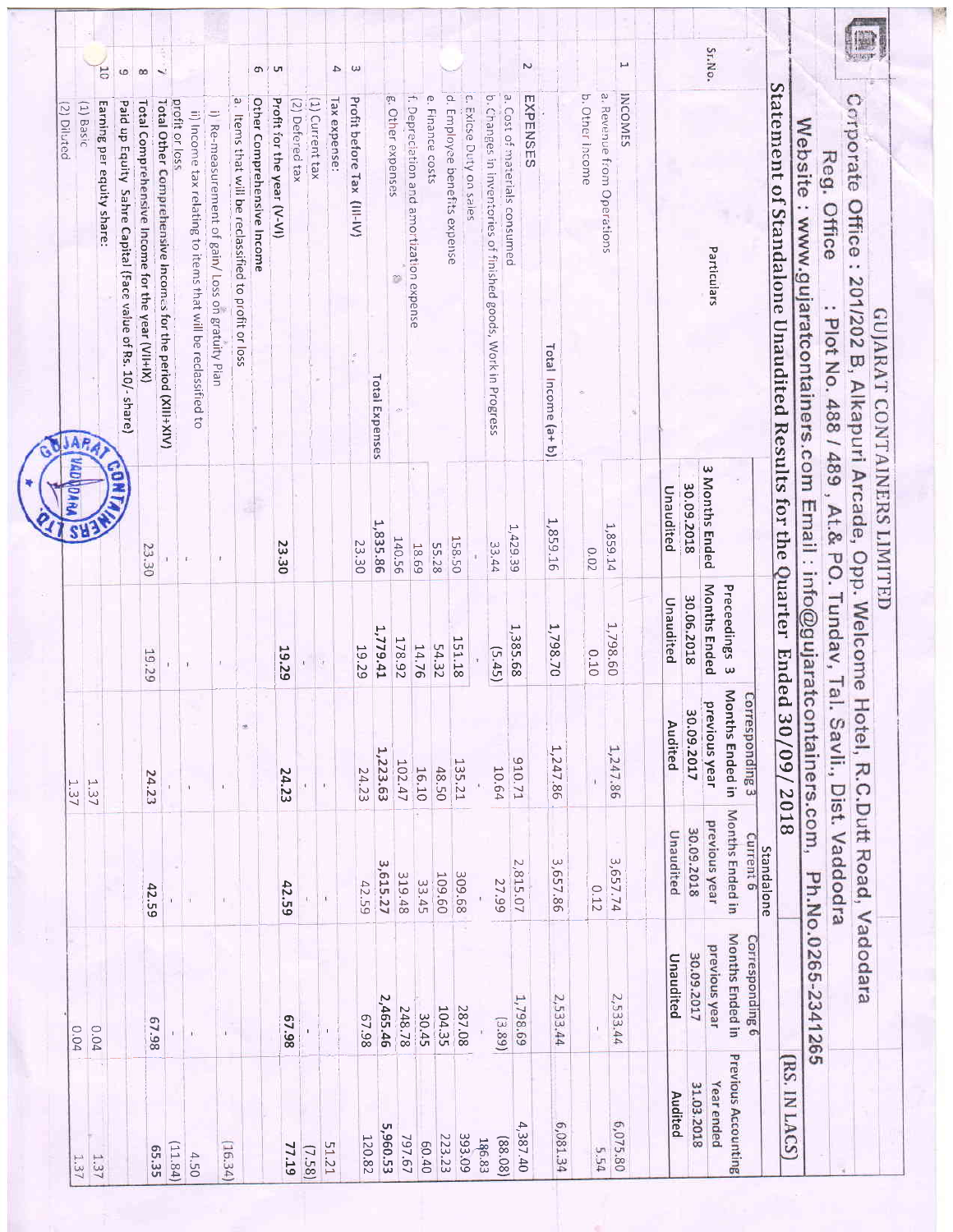GUJARAT CONTAINERS LIMITED

Corporate Office : 201/202 B, Alkapuri Arcade, Opp. Welcome Hotel, R.C.Dutt Road, Vadodara

Reg. Office : Plot No. 488 / 489 , At.& PO. Tundav, Tal. Savli., Dist. Vadodara

Website : www.gujaratcontainers.com Email : info@gujaratcontainers.com, Ph.No.0265-2341265

## Statement of Standalone Unaudited Results for the Quarter Ended 30/09/ 2018

(RS. IN LACS)

| Sr.No. | Particulars | Standalone | | | | | |
|---|---|---|---|---|---|---|---|
| | | 3 Months Ended 30.09.2018 | Preceedings 3 Months Ended 30.06.2018 | Corresponding 3 Months Ended in previous year 30.09.2017 | Current 6 Months Ended in previous year 30.09.2018 | Corresponding 6 Months Ended in previous year 30.09.2017 | Previous Accounting Year ended 31.03.2018 |
| | | Unaudited | Unaudited | Audited | Unaudited | Unaudited | Audited |
| 1 | INCOMES | | | | | | |
| | a. Revenue from Operations | 1,859.14 | 1,798.60 | 1,247.86 | 3,657.74 | 2,533.44 | 6,075.80 |
| | b. Other Income | 0.02 | 0.10 | - | 0.12 | - | 5.54 |
| | Total Income (a+ b) | 1,859.16 | 1,798.70 | 1,247.86 | 3,657.86 | 2,533.44 | 6,081.34 |
| 2 | EXPENSES | | | | | | |
| | a. Cost of materials consumed | 1,429.39 | 1,385.68 | 910.71 | 2,815.07 | 1,798.69 | 4,387.40 |
| | b. Changes in inventories of finished goods, Work in Progress | 33.44 | (5.45) | 10.64 | 27.99 | (3.89) | (88.08) |
| | c. Excise Duty on sales | - | - | - | - | - | 186.83 |
| | d. Employee benefits expense | 158.50 | 151.18 | 135.21 | 309.68 | 287.08 | 393.09 |
| | e. Finance costs | 55.28 | 54.32 | 48.50 | 109.60 | 104.35 | 223.23 |
| | f. Depreciation and amortization expense | 18.69 | 14.76 | 16.10 | 33.45 | 30.45 | 60.40 |
| | g. Other expenses | 140.56 | 178.92 | 102.47 | 319.48 | 248.78 | 797.67 |
| | Total Expenses | 1,835.86 | 1,779.41 | 1,223.63 | 3,615.27 | 2,465.46 | 5,960.53 |
| 3 | Profit before Tax (III-IV) | 23.30 | 19.29 | 24.23 | 42.59 | 67.98 | 120.82 |
| 4 | Tax expense: | | | | | | |
| | (1) Current tax | | - | - | - | - | 51.21 |
| | (2) Deferred tax | | - | - | - | - | (7.58) |
| 5 | Profit for the year (V-VI) | 23.30 | 19.29 | 24.23 | 42.59 | 67.98 | 77.19 |
| 6 | Other Comprehensive Income | | | | | | |
| | a. Items that will be reclassified to profit or loss | | | | | | |
| | i) Re-measurement of gain/ Loss on gratuity Plan | - | - | - | - | - | (16.34) |
| | ii) Income tax relating to items that will be reclassified to profit or loss | - | - | - | - | - | 4.50 |
| 7 | Total Other Comprehensive Incomes for the period (XIII+XIV) | - | - | - | - | - | (11.84) |
| 8 | Total Comprehensive Income for the year (VII+IX) | 23.30 | 19.29 | 24.23 | 42.59 | 67.98 | 65.35 |
| 9 | Paid up Equity Sahre Capital (Face value of Rs. 10/- share) | | | | | | |
| 10 | Earning per equity share: | | | | | | |
| | (1) Basic | | | 1.37 | | 0.04 | 1.37 |
| | (2) Diluted | | | 1.37 | | 0.04 | 1.37 |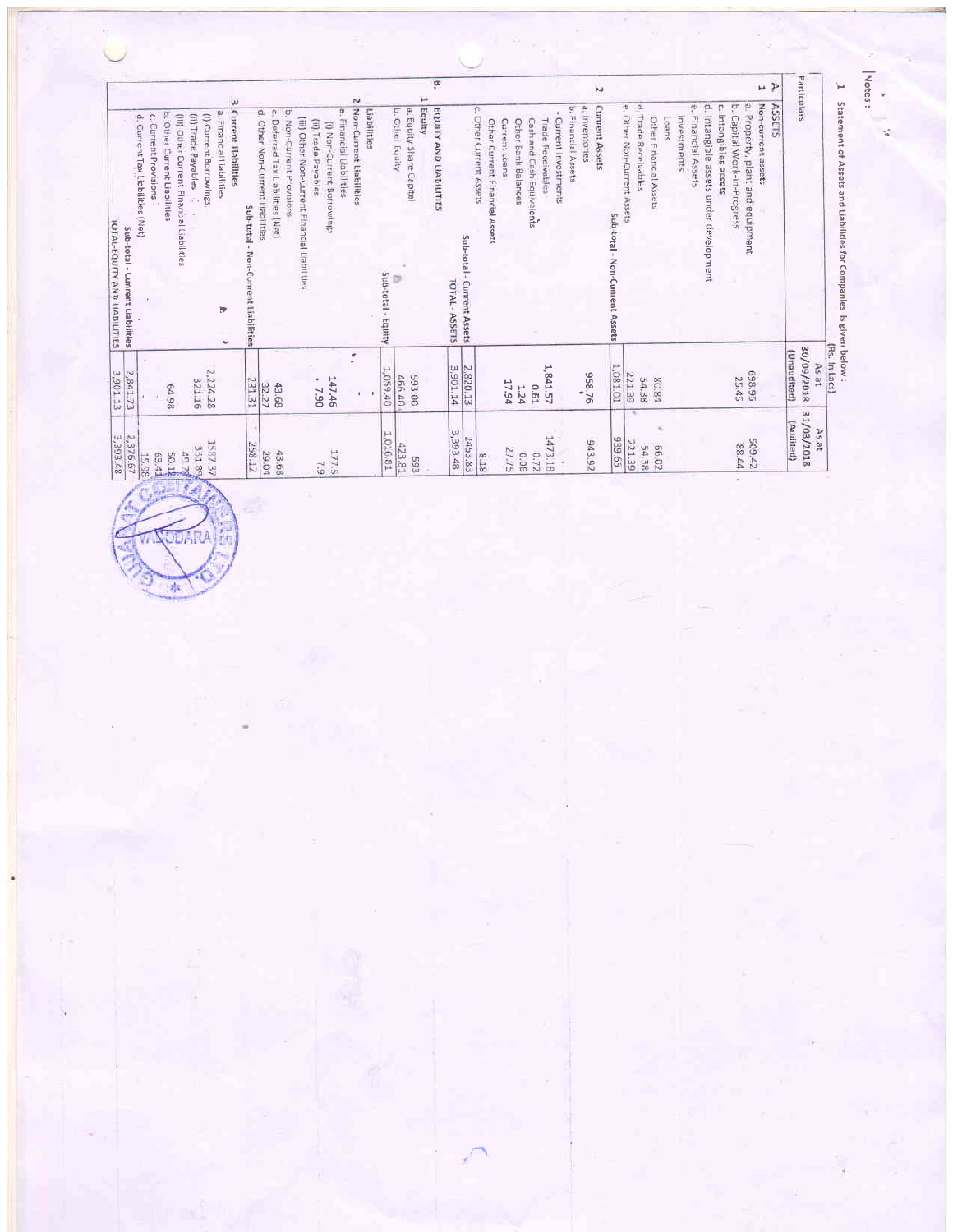Notes :

1 Statement of Assets and Liabilities for Companies is given below :

(Rs. In Lacs)

| Particulars | As at 30/09/2018 (Unaudited) | As at 31/03/2018 (Audited) |
|---|---|---|
| **A. ASSETS** | | |
| **1 Non-current assets** | | |
| a. Property, plant and equipment | 698.95 | 509.42 |
| b. Capital Work-in-Progress | 25.45 | 88.44 |
| c. Intangibles assets | | |
| d. Intangible assets under development | | |
| e. Financial Assets | | |
| Investments | | |
| Loans | | |
| Other Financial Assets | 80.84 | 66.02 |
| d. Trade Receivables | 54.38 | 54.38 |
| e. Other Non-Current Assets | 221.39 | 221.39 |
| **Sub-total - Non-Current Assets** | 1,081.01 | 939.65 |
| **2 Current Assets** | | |
| a. Inventories | 958.76 | 943.92 |
| b. Financial Assets | | |
| - Current Investments | | |
| Trade Receivables | 1,841.57 | 1473.18 |
| Cash and Cash Equivalents | 0.61 | 0.72 |
| Other Bank Balances | 1.24 | 0.08 |
| Current Loans | 17.94 | 27.75 |
| Other Current Financial Assets | | |
| c. Other Current Assets | | 8.18 |
| **Sub-total - Current Assets** | 2,820.13 | 2453.83 |
| **TOTAL - ASSETS** | 3,901.14 | 3,393.48 |
| **B. EQUITY AND LIABILITIES** | | |
| **1 Equity** | | |
| a. Equity Share Capital | 593.00 | 593 |
| b. Other Equity | 466.40 | 423.81 |
| **Sub-total - Equity** | 1,059.40 | 1,016.81 |
| **Liabilities** | | |
| **2 Non-Current Liabilities** | | |
| a. Financial Liabilities | | |
| (i) Non-Current Borrowings | 147.46 | 177.5 |
| (ii) Trade Payables | 7.90 | 7.9 |
| (iii) Other Non-Current Financial Liabilities | | |
| b. Non-Current Provisions | | |
| c. Deferred Tax Liabilities (Net) | 43.68 | 43.68 |
| d. Other Non-Current Liabilities | 32.27 | 29.04 |
| **Sub-total - Non-Current Liabilities** | 231.31 | 258.12 |
| **3 Current Liabilities** | | |
| a. Financial Liabilities | | |
| (i) Current Borrowings | 2,224.28 | 1587.37 |
| (ii) Trade Payables | 321.16 | 351.89 |
| (iii) Other Current Financial Liabilities | | 46.7 |
| b. Other Current Liabilities | 64.98 | 50.1 |
| c. Current Provisions | | 63.41 |
| d. Current Tax Liabilities (Net) | | 15.98 |
| **Sub-total - Current Liabilities** | 2,841.73 | 2,376.67 |
| **TOTAL-EQUITY AND LIABILITIES** | 3,901.13 | 3,393.48 |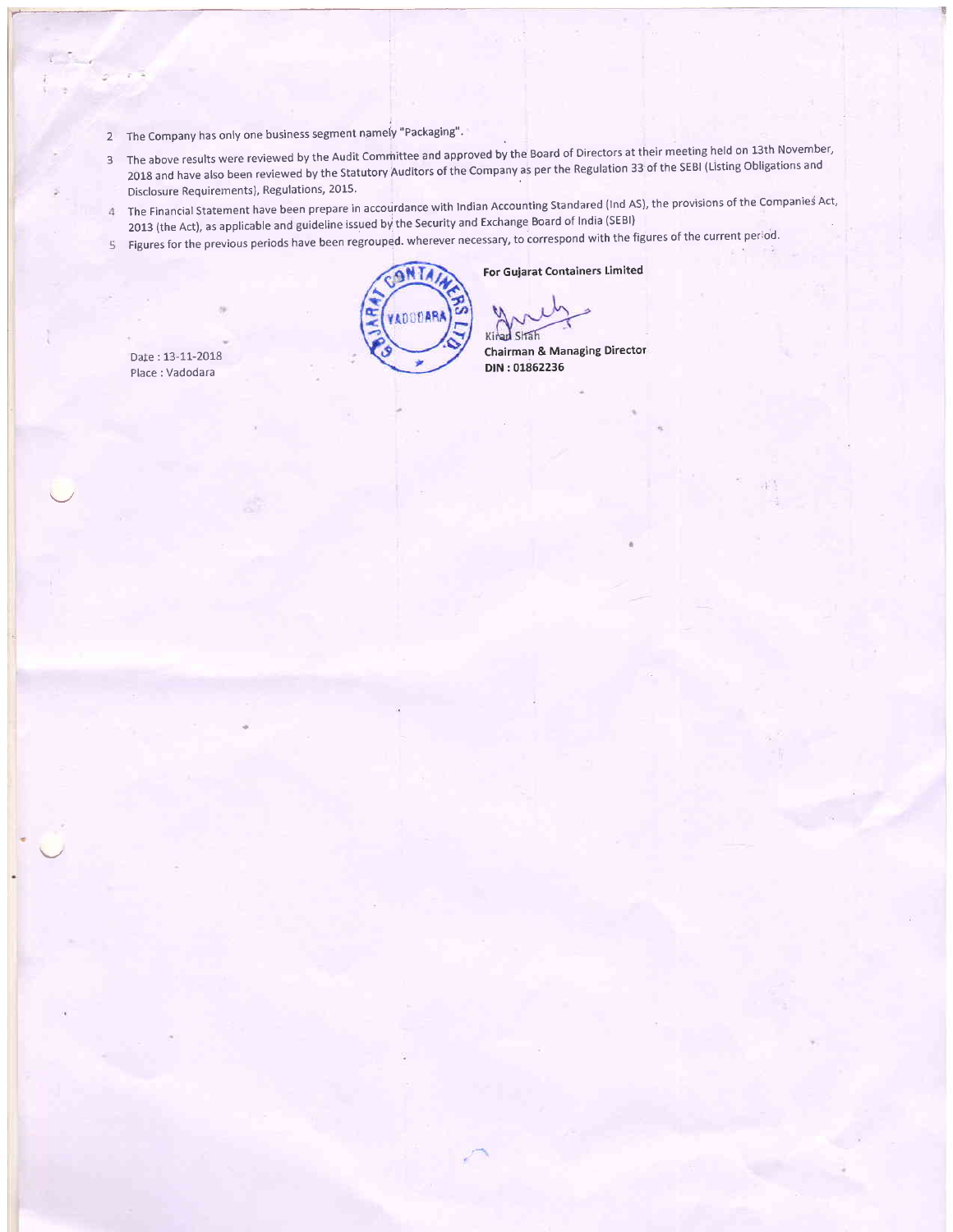2. The Company has only one business segment namely "Packaging".
3. The above results were reviewed by the Audit Committee and approved by the Board of Directors at their meeting held on 13th November, 2018 and have also been reviewed by the Statutory Auditors of the Company as per the Regulation 33 of the SEBI (Listing Obligations and Disclosure Requirements), Regulations, 2015.
4. The Financial Statement have been prepare in accourdance with Indian Accounting Standared (Ind AS), the provisions of the Companies Act, 2013 (the Act), as applicable and guideline issued by the Security and Exchange Board of India (SEBI)
5. Figures for the previous periods have been regrouped. wherever necessary, to correspond with the figures of the current period.

**For Gujarat Containers Limited**

Kiran Shah
**Chairman & Managing Director**
**DIN : 01862236**

Date : 13-11-2018
Place : Vadodara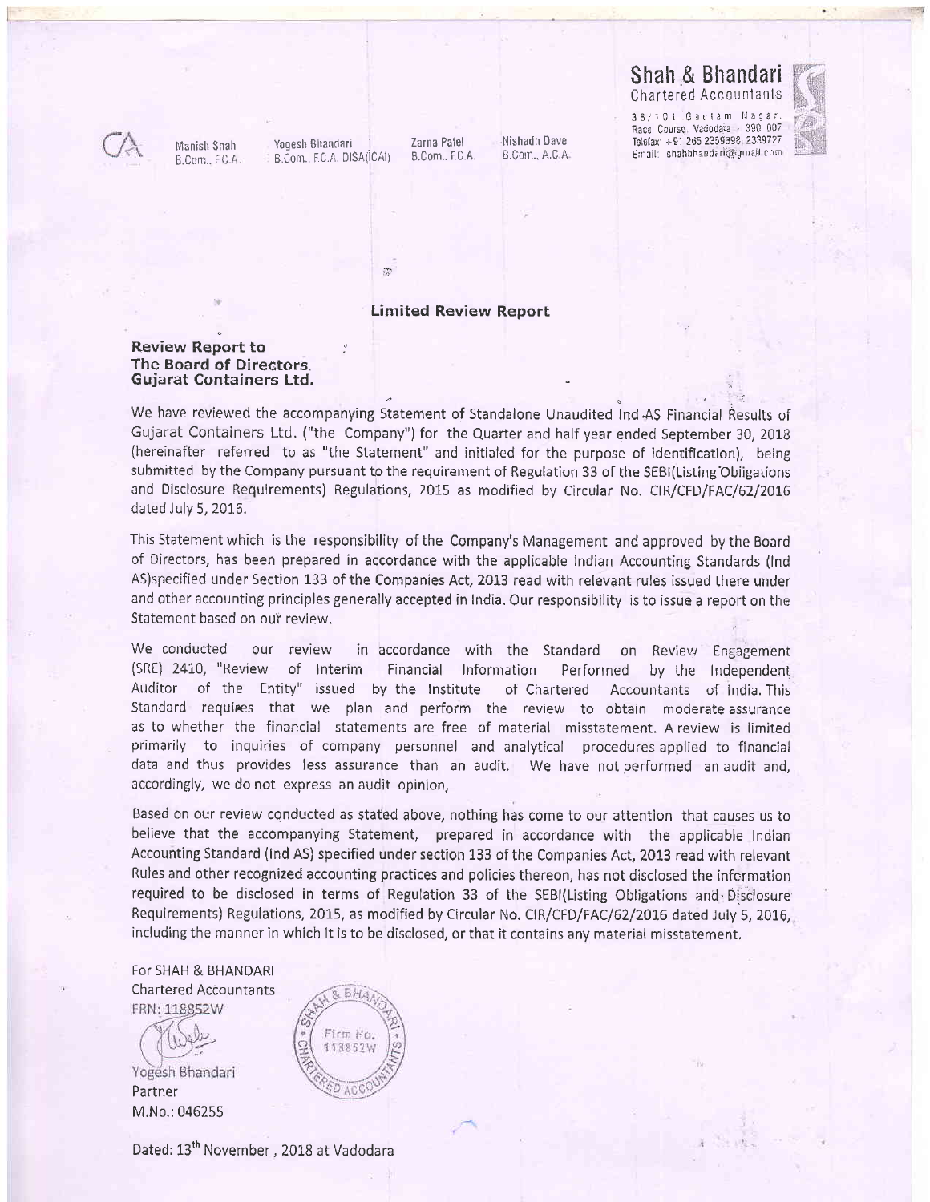Manish Shah
B.Com., F.C.A.

Yogesh Bhandari
B.Com., F.C.A. DISA(ICAI)

Zarna Patel
B.Com., F.C.A.

Nishadh Dave
B.Com., A.C.A.

**Shah & Bhandari**
Chartered Accountants

38/101 Gautam Nagar,
Race Course, Vadodara - 390 007
Telefax: +91 265 2359998, 2339727
Email: shahbhandari@gmail.com

## Limited Review Report

**Review Report to**
**The Board of Directors.**
**Gujarat Containers Ltd.**

We have reviewed the accompanying Statement of Standalone Unaudited Ind-AS Financial Results of Gujarat Containers Ltd. ("the Company") for the Quarter and half year ended September 30, 2018 (hereinafter referred to as "the Statement" and initialed for the purpose of identification), being submitted by the Company pursuant to the requirement of Regulation 33 of the SEBI(Listing Obligations and Disclosure Requirements) Regulations, 2015 as modified by Circular No. CIR/CFD/FAC/62/2016 dated July 5, 2016.

This Statement which is the responsibility of the Company's Management and approved by the Board of Directors, has been prepared in accordance with the applicable Indian Accounting Standards (Ind AS)specified under Section 133 of the Companies Act, 2013 read with relevant rules issued there under and other accounting principles generally accepted in India. Our responsibility is to issue a report on the Statement based on our review.

We conducted our review in accordance with the Standard on Review Engagement (SRE) 2410, "Review of Interim Financial Information Performed by the Independent Auditor of the Entity" issued by the Institute of Chartered Accountants of India. This Standard requires that we plan and perform the review to obtain moderate assurance as to whether the financial statements are free of material misstatement. A review is limited primarily to inquiries of company personnel and analytical procedures applied to financial data and thus provides less assurance than an audit. We have not performed an audit and, accordingly, we do not express an audit opinion,

Based on our review conducted as stated above, nothing has come to our attention that causes us to believe that the accompanying Statement, prepared in accordance with the applicable Indian Accounting Standard (Ind AS) specified under section 133 of the Companies Act, 2013 read with relevant Rules and other recognized accounting practices and policies thereon, has not disclosed the information required to be disclosed in terms of Regulation 33 of the SEBI(Listing Obligations and Disclosure Requirements) Regulations, 2015, as modified by Circular No. CIR/CFD/FAC/62/2016 dated July 5, 2016, including the manner in which it is to be disclosed, or that it contains any material misstatement.

For SHAH & BHANDARI
Chartered Accountants
FRN: 118852W

Yogesh Bhandari
Partner
M.No.: 046255

Dated: 13th November, 2018 at Vadodara